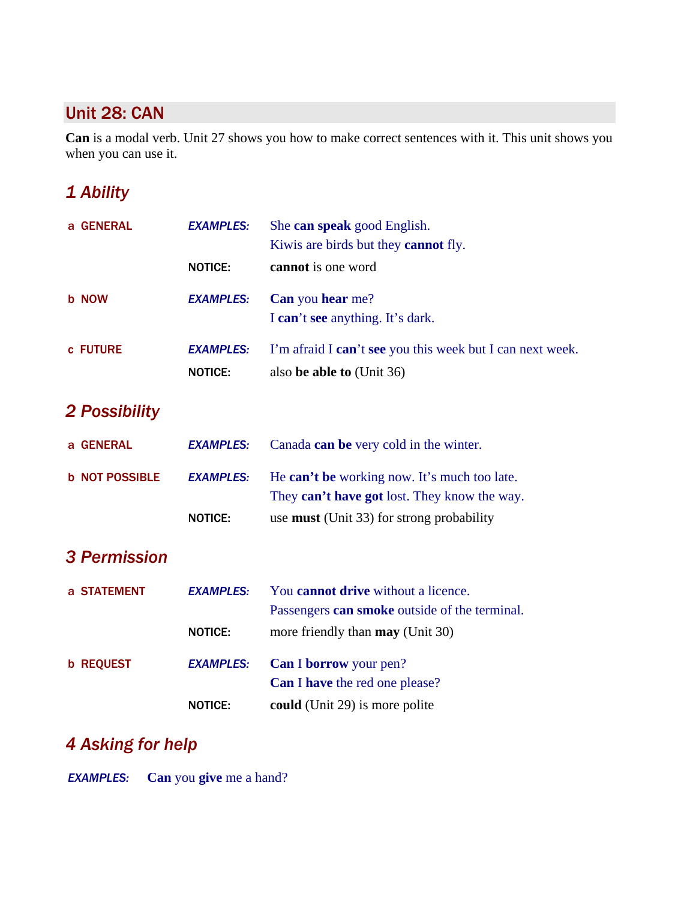## Unit 28: CAN

**Can** is a modal verb. Unit 27 shows you how to make correct sentences with it. This unit shows you when you can use it.

### *1 Ability*

**a GENERAL**

*EXAMPLES:* She **can speak** good English.
Kiwis are birds but they **cannot** fly.

NOTICE: **cannot** is one word

**b NOW**

*EXAMPLES:* **Can** you **hear** me?
I **can**'t **see** anything. It's dark.

**c FUTURE**

*EXAMPLES:* I'm afraid I **can**'t **see** you this week but I can next week.

NOTICE: also **be able to** (Unit 36)

### *2 Possibility*

**a GENERAL**

*EXAMPLES:* Canada **can be** very cold in the winter.

**b NOT POSSIBLE**

*EXAMPLES:* He **can't be** working now. It's much too late.
They **can't have got** lost. They know the way.

NOTICE: use **must** (Unit 33) for strong probability

### *3 Permission*

**a STATEMENT**

*EXAMPLES:* You **cannot drive** without a licence.
Passengers **can smoke** outside of the terminal.

NOTICE: more friendly than **may** (Unit 30)

**b REQUEST**

*EXAMPLES:* **Can** I **borrow** your pen?
**Can** I **have** the red one please?

NOTICE: **could** (Unit 29) is more polite

### *4 Asking for help*

*EXAMPLES:* **Can** you **give** me a hand?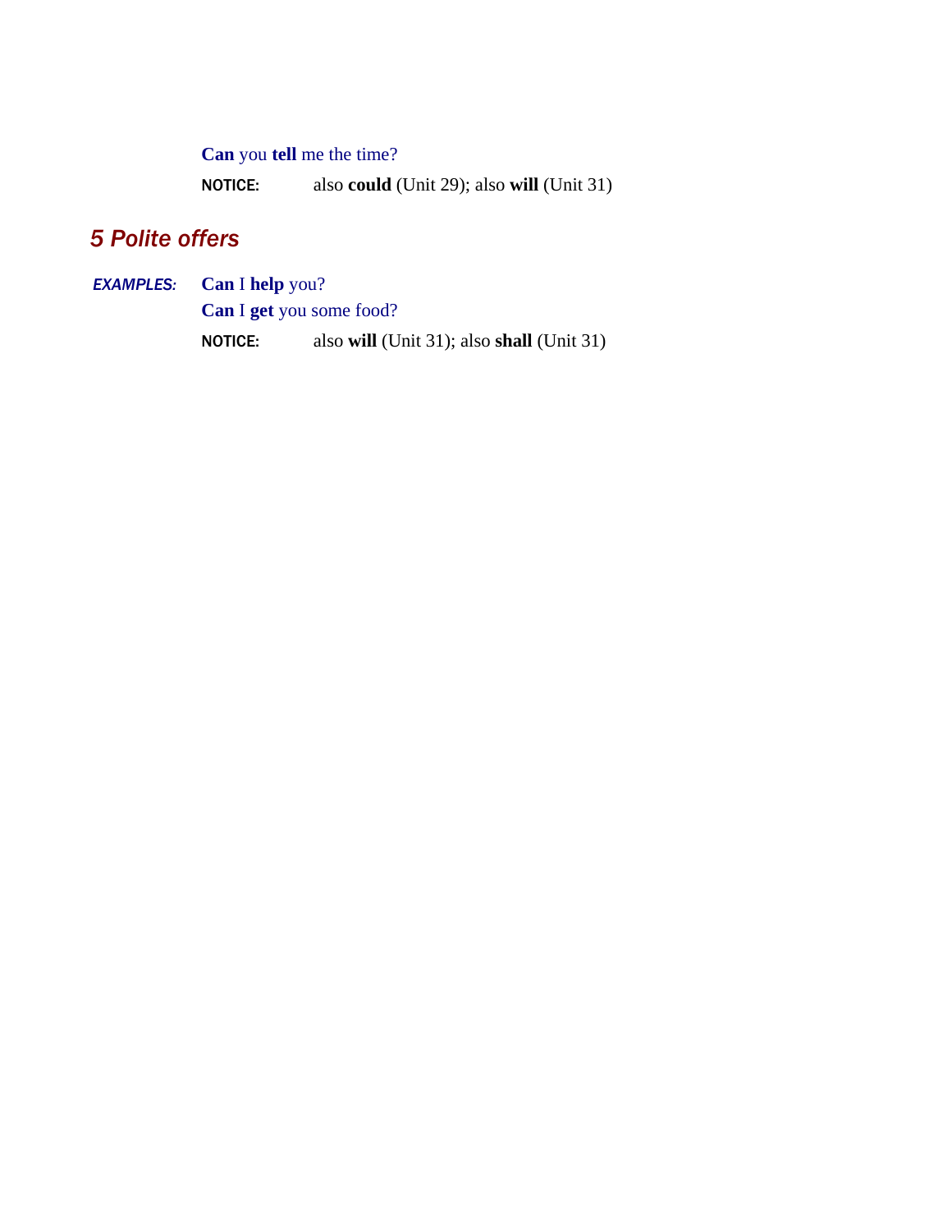**Can** you **tell** me the time?

**NOTICE:** also **could** (Unit 29); also **will** (Unit 31)

## *5 Polite offers*

*EXAMPLES:* **Can** I **help** you?

**Can** I **get** you some food?

**NOTICE:** also **will** (Unit 31); also **shall** (Unit 31)